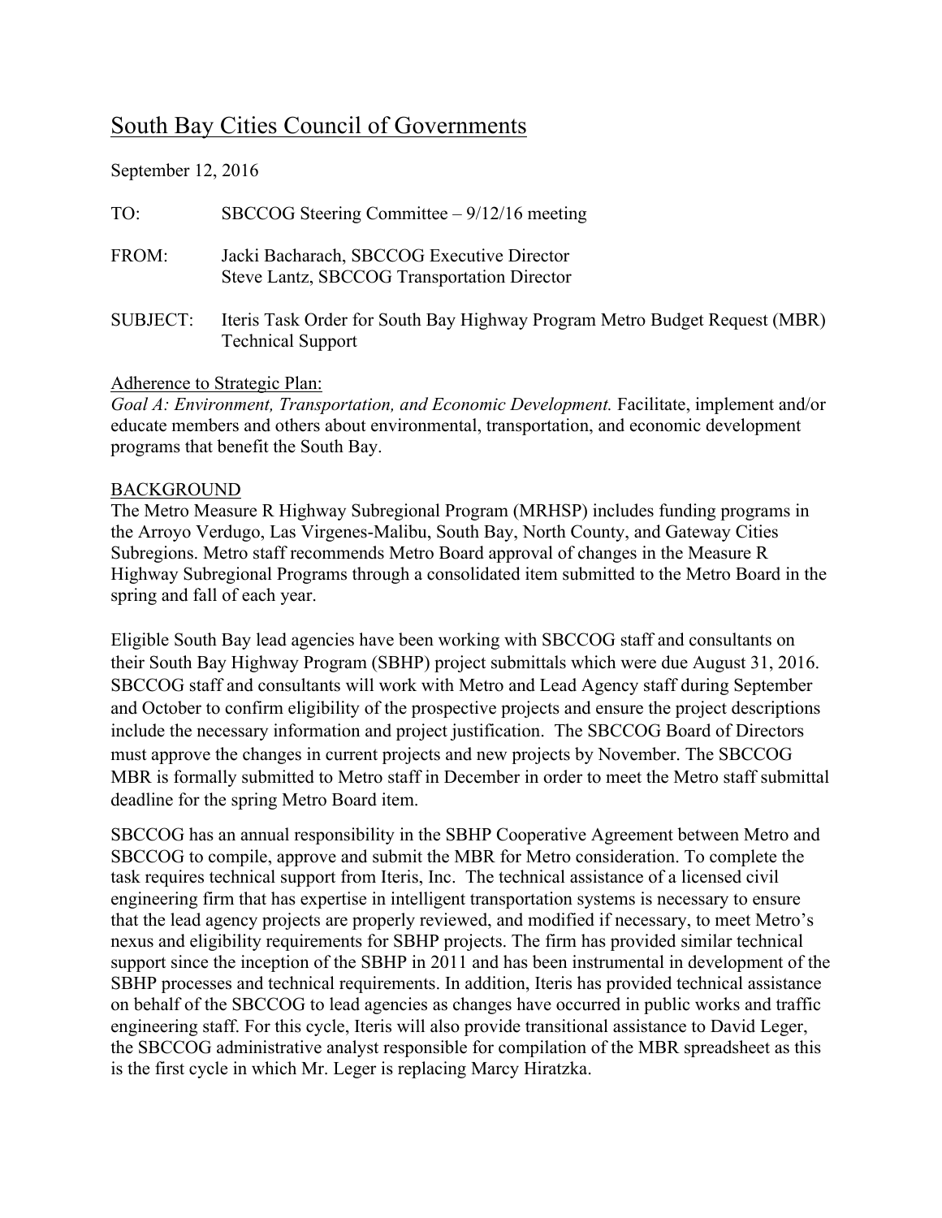# South Bay Cities Council of Governments

September 12, 2016

TO: SBCCOG Steering Committee – 9/12/16 meeting

FROM: Jacki Bacharach, SBCCOG Executive Director
Steve Lantz, SBCCOG Transportation Director

SUBJECT: Iteris Task Order for South Bay Highway Program Metro Budget Request (MBR) Technical Support

Adherence to Strategic Plan:

*Goal A: Environment, Transportation, and Economic Development.* Facilitate, implement and/or educate members and others about environmental, transportation, and economic development programs that benefit the South Bay.

## BACKGROUND

The Metro Measure R Highway Subregional Program (MRHSP) includes funding programs in the Arroyo Verdugo, Las Virgenes-Malibu, South Bay, North County, and Gateway Cities Subregions. Metro staff recommends Metro Board approval of changes in the Measure R Highway Subregional Programs through a consolidated item submitted to the Metro Board in the spring and fall of each year.

Eligible South Bay lead agencies have been working with SBCCOG staff and consultants on their South Bay Highway Program (SBHP) project submittals which were due August 31, 2016. SBCCOG staff and consultants will work with Metro and Lead Agency staff during September and October to confirm eligibility of the prospective projects and ensure the project descriptions include the necessary information and project justification. The SBCCOG Board of Directors must approve the changes in current projects and new projects by November. The SBCCOG MBR is formally submitted to Metro staff in December in order to meet the Metro staff submittal deadline for the spring Metro Board item.

SBCCOG has an annual responsibility in the SBHP Cooperative Agreement between Metro and SBCCOG to compile, approve and submit the MBR for Metro consideration. To complete the task requires technical support from Iteris, Inc. The technical assistance of a licensed civil engineering firm that has expertise in intelligent transportation systems is necessary to ensure that the lead agency projects are properly reviewed, and modified if necessary, to meet Metro's nexus and eligibility requirements for SBHP projects. The firm has provided similar technical support since the inception of the SBHP in 2011 and has been instrumental in development of the SBHP processes and technical requirements. In addition, Iteris has provided technical assistance on behalf of the SBCCOG to lead agencies as changes have occurred in public works and traffic engineering staff. For this cycle, Iteris will also provide transitional assistance to David Leger, the SBCCOG administrative analyst responsible for compilation of the MBR spreadsheet as this is the first cycle in which Mr. Leger is replacing Marcy Hiratzka.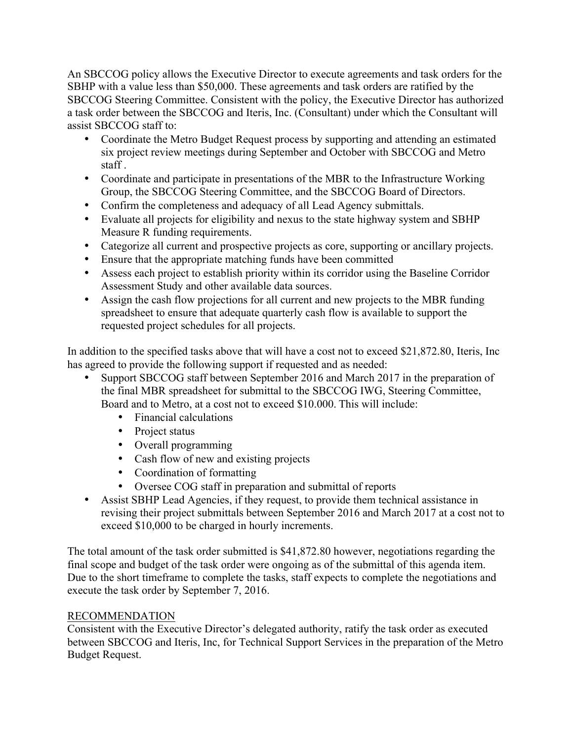An SBCCOG policy allows the Executive Director to execute agreements and task orders for the SBHP with a value less than $50,000. These agreements and task orders are ratified by the SBCCOG Steering Committee. Consistent with the policy, the Executive Director has authorized a task order between the SBCCOG and Iteris, Inc. (Consultant) under which the Consultant will assist SBCCOG staff to:

- Coordinate the Metro Budget Request process by supporting and attending an estimated six project review meetings during September and October with SBCCOG and Metro staff .
- Coordinate and participate in presentations of the MBR to the Infrastructure Working Group, the SBCCOG Steering Committee, and the SBCCOG Board of Directors.
- Confirm the completeness and adequacy of all Lead Agency submittals.
- Evaluate all projects for eligibility and nexus to the state highway system and SBHP Measure R funding requirements.
- Categorize all current and prospective projects as core, supporting or ancillary projects.
- Ensure that the appropriate matching funds have been committed
- Assess each project to establish priority within its corridor using the Baseline Corridor Assessment Study and other available data sources.
- Assign the cash flow projections for all current and new projects to the MBR funding spreadsheet to ensure that adequate quarterly cash flow is available to support the requested project schedules for all projects.

In addition to the specified tasks above that will have a cost not to exceed $21,872.80, Iteris, Inc has agreed to provide the following support if requested and as needed:

- Support SBCCOG staff between September 2016 and March 2017 in the preparation of the final MBR spreadsheet for submittal to the SBCCOG IWG, Steering Committee, Board and to Metro, at a cost not to exceed $10.000. This will include:
  - Financial calculations
  - Project status
  - Overall programming
  - Cash flow of new and existing projects
  - Coordination of formatting
  - Oversee COG staff in preparation and submittal of reports
- Assist SBHP Lead Agencies, if they request, to provide them technical assistance in revising their project submittals between September 2016 and March 2017 at a cost not to exceed $10,000 to be charged in hourly increments.

The total amount of the task order submitted is $41,872.80 however, negotiations regarding the final scope and budget of the task order were ongoing as of the submittal of this agenda item. Due to the short timeframe to complete the tasks, staff expects to complete the negotiations and execute the task order by September 7, 2016.

RECOMMENDATION

Consistent with the Executive Director's delegated authority, ratify the task order as executed between SBCCOG and Iteris, Inc, for Technical Support Services in the preparation of the Metro Budget Request.